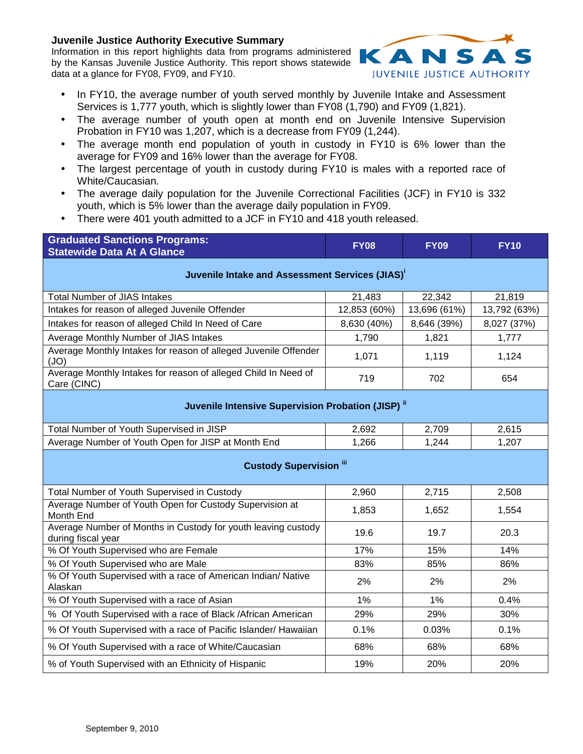## Juvenile Justice Authority Executive Summary

Information in this report highlights data from programs administered by the Kansas Juvenile Justice Authority. This report shows statewide data at a glance for FY08, FY09, and FY10.

KANSAS JUVENILE JUSTICE AUTHORITY

- In FY10, the average number of youth served monthly by Juvenile Intake and Assessment Services is 1,777 youth, which is slightly lower than FY08 (1,790) and FY09 (1,821).
- The average number of youth open at month end on Juvenile Intensive Supervision Probation in FY10 was 1,207, which is a decrease from FY09 (1,244).
- The average month end population of youth in custody in FY10 is 6% lower than the average for FY09 and 16% lower than the average for FY08.
- The largest percentage of youth in custody during FY10 is males with a reported race of White/Caucasian.
- The average daily population for the Juvenile Correctional Facilities (JCF) in FY10 is 332 youth, which is 5% lower than the average daily population in FY09.
- There were 401 youth admitted to a JCF in FY10 and 418 youth released.

| Graduated Sanctions Programs: Statewide Data At A Glance | FY08 | FY09 | FY10 |
|---|---|---|---|
| **Juvenile Intake and Assessment Services (JIAS)[i]** | | | |
| Total Number of JIAS Intakes | 21,483 | 22,342 | 21,819 |
| Intakes for reason of alleged Juvenile Offender | 12,853 (60%) | 13,696 (61%) | 13,792 (63%) |
| Intakes for reason of alleged Child In Need of Care | 8,630 (40%) | 8,646 (39%) | 8,027 (37%) |
| Average Monthly Number of JIAS Intakes | 1,790 | 1,821 | 1,777 |
| Average Monthly Intakes for reason of alleged Juvenile Offender (JO) | 1,071 | 1,119 | 1,124 |
| Average Monthly Intakes for reason of alleged Child In Need of Care (CINC) | 719 | 702 | 654 |
| **Juvenile Intensive Supervision Probation (JISP)[ii]** | | | |
| Total Number of Youth Supervised in JISP | 2,692 | 2,709 | 2,615 |
| Average Number of Youth Open for JISP at Month End | 1,266 | 1,244 | 1,207 |
| **Custody Supervision[iii]** | | | |
| Total Number of Youth Supervised in Custody | 2,960 | 2,715 | 2,508 |
| Average Number of Youth Open for Custody Supervision at Month End | 1,853 | 1,652 | 1,554 |
| Average Number of Months in Custody for youth leaving custody during fiscal year | 19.6 | 19.7 | 20.3 |
| % Of Youth Supervised who are Female | 17% | 15% | 14% |
| % Of Youth Supervised who are Male | 83% | 85% | 86% |
| % Of Youth Supervised with a race of American Indian/ Native Alaskan | 2% | 2% | 2% |
| % Of Youth Supervised with a race of Asian | 1% | 1% | 0.4% |
| % Of Youth Supervised with a race of Black /African American | 29% | 29% | 30% |
| % Of Youth Supervised with a race of Pacific Islander/ Hawaiian | 0.1% | 0.03% | 0.1% |
| % Of Youth Supervised with a race of White/Caucasian | 68% | 68% | 68% |
| % of Youth Supervised with an Ethnicity of Hispanic | 19% | 20% | 20% |

September 9, 2010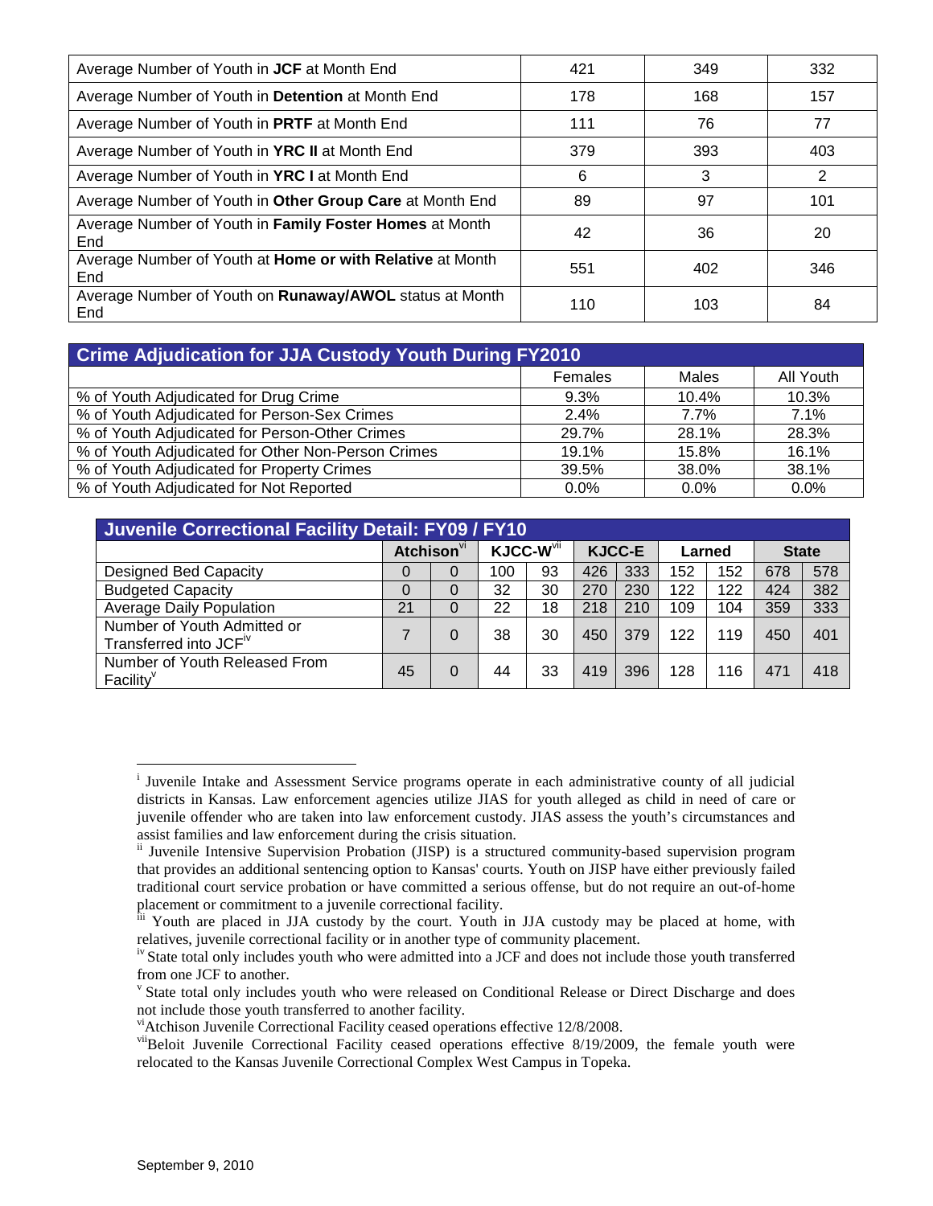| | | | |
|---|---|---|---|
| Average Number of Youth in **JCF** at Month End | 421 | 349 | 332 |
| Average Number of Youth in **Detention** at Month End | 178 | 168 | 157 |
| Average Number of Youth in **PRTF** at Month End | 111 | 76 | 77 |
| Average Number of Youth in **YRC II** at Month End | 379 | 393 | 403 |
| Average Number of Youth in **YRC I** at Month End | 6 | 3 | 2 |
| Average Number of Youth in **Other Group Care** at Month End | 89 | 97 | 101 |
| Average Number of Youth in **Family Foster Homes** at Month End | 42 | 36 | 20 |
| Average Number of Youth at **Home or with Relative** at Month End | 551 | 402 | 346 |
| Average Number of Youth on **Runaway/AWOL** status at Month End | 110 | 103 | 84 |

## Crime Adjudication for JJA Custody Youth During FY2010

| | Females | Males | All Youth |
|---|---|---|---|
| % of Youth Adjudicated for Drug Crime | 9.3% | 10.4% | 10.3% |
| % of Youth Adjudicated for Person-Sex Crimes | 2.4% | 7.7% | 7.1% |
| % of Youth Adjudicated for Person-Other Crimes | 29.7% | 28.1% | 28.3% |
| % of Youth Adjudicated for Other Non-Person Crimes | 19.1% | 15.8% | 16.1% |
| % of Youth Adjudicated for Property Crimes | 39.5% | 38.0% | 38.1% |
| % of Youth Adjudicated for Not Reported | 0.0% | 0.0% | 0.0% |

## Juvenile Correctional Facility Detail: FY09 / FY10

| | Atchison[vi] | | KJCC-W[vii] | | KJCC-E | | Larned | | State | |
|---|---|---|---|---|---|---|---|---|---|---|
| Designed Bed Capacity | 0 | 0 | 100 | 93 | 426 | 333 | 152 | 152 | 678 | 578 |
| Budgeted Capacity | 0 | 0 | 32 | 30 | 270 | 230 | 122 | 122 | 424 | 382 |
| Average Daily Population | 21 | 0 | 22 | 18 | 218 | 210 | 109 | 104 | 359 | 333 |
| Number of Youth Admitted or Transferred into JCF[iv] | 7 | 0 | 38 | 30 | 450 | 379 | 122 | 119 | 450 | 401 |
| Number of Youth Released From Facility[v] | 45 | 0 | 44 | 33 | 419 | 396 | 128 | 116 | 471 | 418 |

---

[i] Juvenile Intake and Assessment Service programs operate in each administrative county of all judicial districts in Kansas. Law enforcement agencies utilize JIAS for youth alleged as child in need of care or juvenile offender who are taken into law enforcement custody. JIAS assess the youth's circumstances and assist families and law enforcement during the crisis situation.

[ii] Juvenile Intensive Supervision Probation (JISP) is a structured community-based supervision program that provides an additional sentencing option to Kansas' courts. Youth on JISP have either previously failed traditional court service probation or have committed a serious offense, but do not require an out-of-home placement or commitment to a juvenile correctional facility.

[iii] Youth are placed in JJA custody by the court. Youth in JJA custody may be placed at home, with relatives, juvenile correctional facility or in another type of community placement.

[iv] State total only includes youth who were admitted into a JCF and does not include those youth transferred from one JCF to another.

[v] State total only includes youth who were released on Conditional Release or Direct Discharge and does not include those youth transferred to another facility.

[vi] Atchison Juvenile Correctional Facility ceased operations effective 12/8/2008.

[vii] Beloit Juvenile Correctional Facility ceased operations effective 8/19/2009, the female youth were relocated to the Kansas Juvenile Correctional Complex West Campus in Topeka.

September 9, 2010